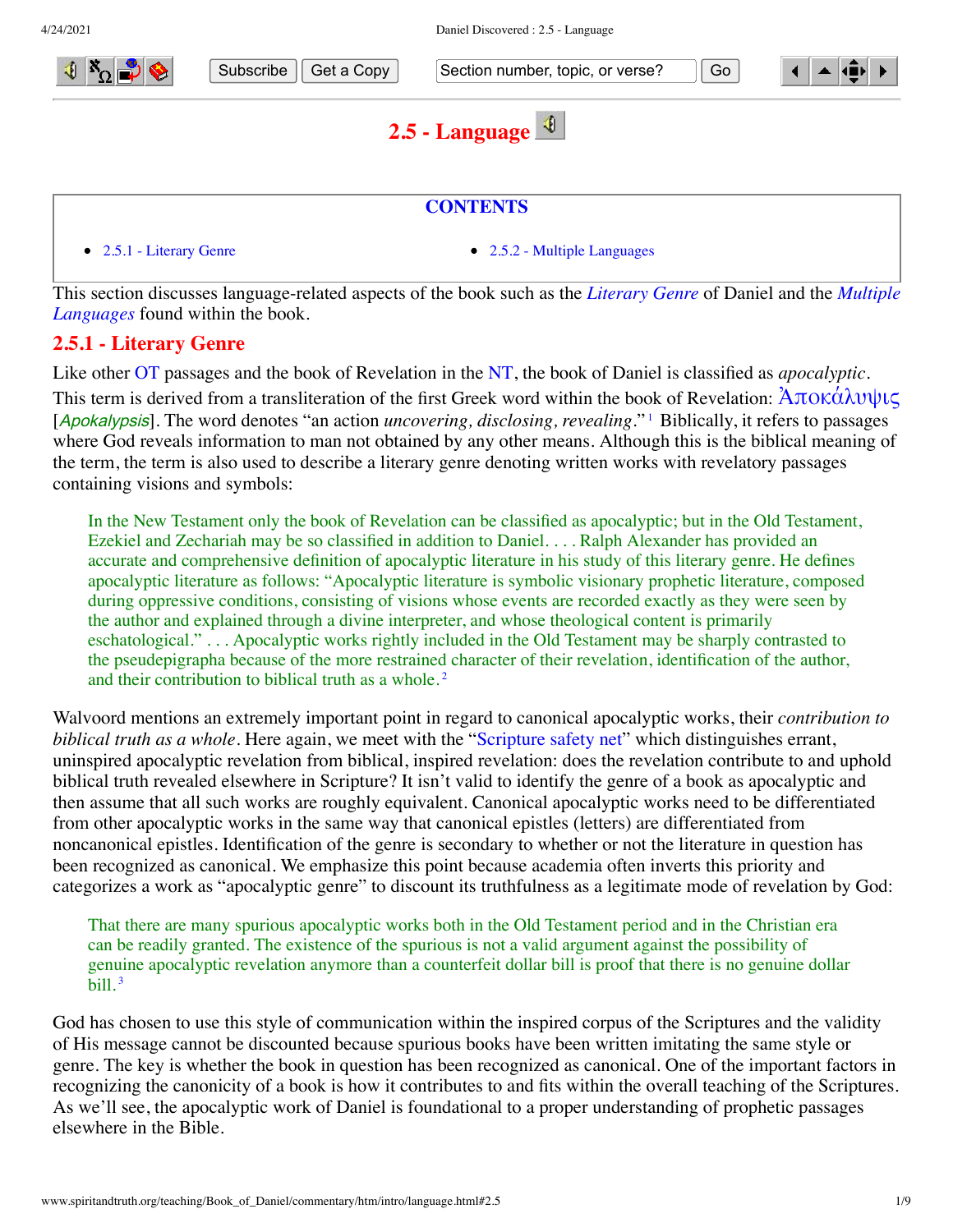# 2.5 - Language

**CONTENTS**

- 2.5.1 - Literary Genre
- 2.5.2 - Multiple Languages

This section discusses language-related aspects of the book such as the *Literary Genre* of Daniel and the *Multiple Languages* found within the book.

## 2.5.1 - Literary Genre

Like other OT passages and the book of Revelation in the NT, the book of Daniel is classified as *apocalyptic*. This term is derived from a transliteration of the first Greek word within the book of Revelation: Ἀποκάλυψις [*Apokalypsis*]. The word denotes "an action *uncovering, disclosing, revealing*."[1] Biblically, it refers to passages where God reveals information to man not obtained by any other means. Although this is the biblical meaning of the term, the term is also used to describe a literary genre denoting written works with revelatory passages containing visions and symbols:

> In the New Testament only the book of Revelation can be classified as apocalyptic; but in the Old Testament, Ezekiel and Zechariah may be so classified in addition to Daniel. . . . Ralph Alexander has provided an accurate and comprehensive definition of apocalyptic literature in his study of this literary genre. He defines apocalyptic literature as follows: "Apocalyptic literature is symbolic visionary prophetic literature, composed during oppressive conditions, consisting of visions whose events are recorded exactly as they were seen by the author and explained through a divine interpreter, and whose theological content is primarily eschatological." . . . Apocalyptic works rightly included in the Old Testament may be sharply contrasted to the pseudepigrapha because of the more restrained character of their revelation, identification of the author, and their contribution to biblical truth as a whole.[2]

Walvoord mentions an extremely important point in regard to canonical apocalyptic works, their *contribution to biblical truth as a whole*. Here again, we meet with the "Scripture safety net" which distinguishes errant, uninspired apocalyptic revelation from biblical, inspired revelation: does the revelation contribute to and uphold biblical truth revealed elsewhere in Scripture? It isn't valid to identify the genre of a book as apocalyptic and then assume that all such works are roughly equivalent. Canonical apocalyptic works need to be differentiated from other apocalyptic works in the same way that canonical epistles (letters) are differentiated from noncanonical epistles. Identification of the genre is secondary to whether or not the literature in question has been recognized as canonical. We emphasize this point because academia often inverts this priority and categorizes a work as "apocalyptic genre" to discount its truthfulness as a legitimate mode of revelation by God:

> That there are many spurious apocalyptic works both in the Old Testament period and in the Christian era can be readily granted. The existence of the spurious is not a valid argument against the possibility of genuine apocalyptic revelation anymore than a counterfeit dollar bill is proof that there is no genuine dollar bill.[3]

God has chosen to use this style of communication within the inspired corpus of the Scriptures and the validity of His message cannot be discounted because spurious books have been written imitating the same style or genre. The key is whether the book in question has been recognized as canonical. One of the important factors in recognizing the canonicity of a book is how it contributes to and fits within the overall teaching of the Scriptures. As we'll see, the apocalyptic work of Daniel is foundational to a proper understanding of prophetic passages elsewhere in the Bible.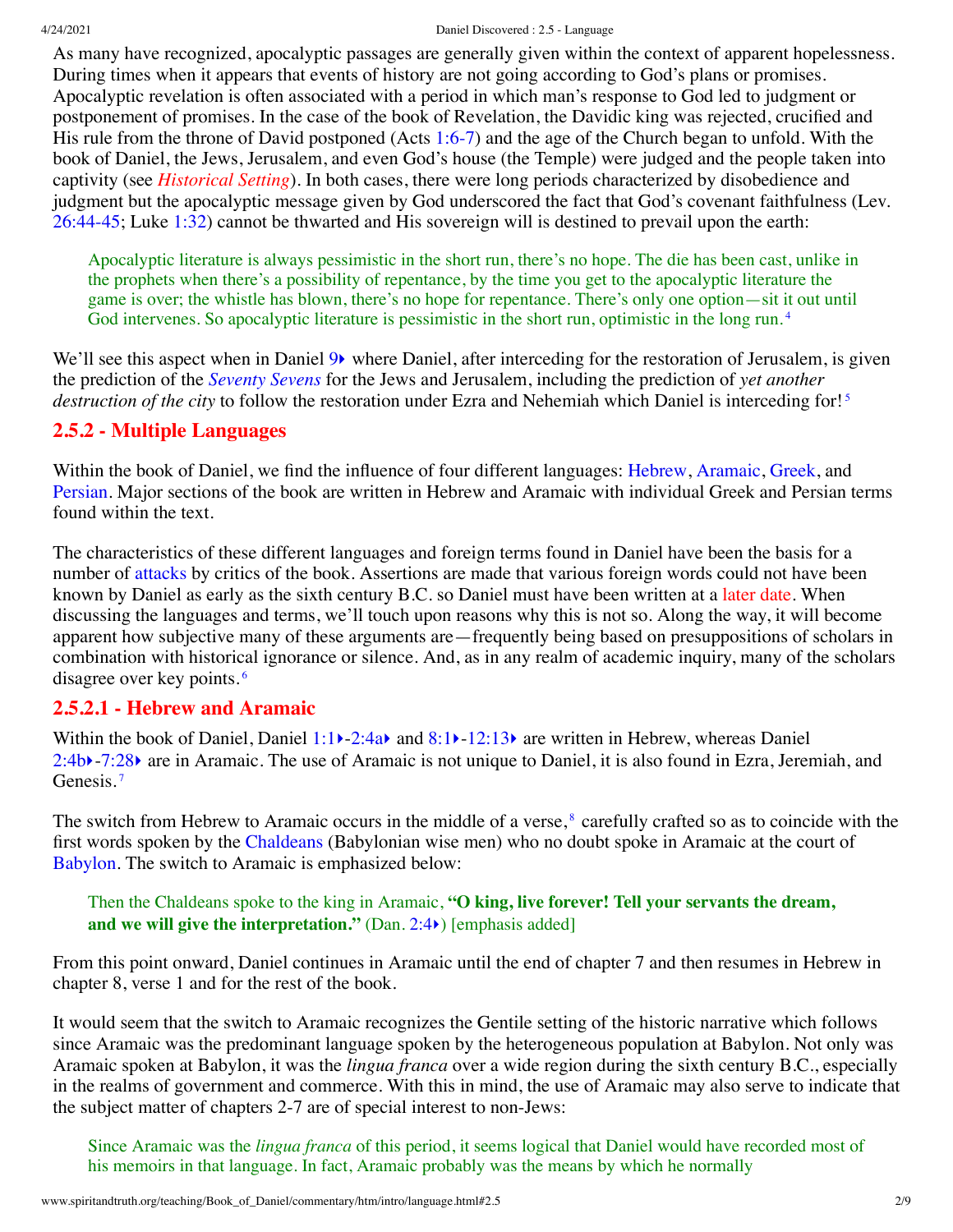As many have recognized, apocalyptic passages are generally given within the context of apparent hopelessness. During times when it appears that events of history are not going according to God's plans or promises. Apocalyptic revelation is often associated with a period in which man's response to God led to judgment or postponement of promises. In the case of the book of Revelation, the Davidic king was rejected, crucified and His rule from the throne of David postponed (Acts 1:6-7) and the age of the Church began to unfold. With the book of Daniel, the Jews, Jerusalem, and even God's house (the Temple) were judged and the people taken into captivity (see *Historical Setting*). In both cases, there were long periods characterized by disobedience and judgment but the apocalyptic message given by God underscored the fact that God's covenant faithfulness (Lev. 26:44-45; Luke 1:32) cannot be thwarted and His sovereign will is destined to prevail upon the earth:

> Apocalyptic literature is always pessimistic in the short run, there's no hope. The die has been cast, unlike in the prophets when there's a possibility of repentance, by the time you get to the apocalyptic literature the game is over; the whistle has blown, there's no hope for repentance. There's only one option—sit it out until God intervenes. So apocalyptic literature is pessimistic in the short run, optimistic in the long run.[4]

We'll see this aspect when in Daniel 9 where Daniel, after interceding for the restoration of Jerusalem, is given the prediction of the *Seventy Sevens* for the Jews and Jerusalem, including the prediction of *yet another destruction of the city* to follow the restoration under Ezra and Nehemiah which Daniel is interceding for![5]

### 2.5.2 - Multiple Languages

Within the book of Daniel, we find the influence of four different languages: Hebrew, Aramaic, Greek, and Persian. Major sections of the book are written in Hebrew and Aramaic with individual Greek and Persian terms found within the text.

The characteristics of these different languages and foreign terms found in Daniel have been the basis for a number of attacks by critics of the book. Assertions are made that various foreign words could not have been known by Daniel as early as the sixth century B.C. so Daniel must have been written at a later date. When discussing the languages and terms, we'll touch upon reasons why this is not so. Along the way, it will become apparent how subjective many of these arguments are—frequently being based on presuppositions of scholars in combination with historical ignorance or silence. And, as in any realm of academic inquiry, many of the scholars disagree over key points.[6]

#### 2.5.2.1 - Hebrew and Aramaic

Within the book of Daniel, Daniel 1:1-2:4a and 8:1-12:13 are written in Hebrew, whereas Daniel 2:4b-7:28 are in Aramaic. The use of Aramaic is not unique to Daniel, it is also found in Ezra, Jeremiah, and Genesis.[7]

The switch from Hebrew to Aramaic occurs in the middle of a verse,[8] carefully crafted so as to coincide with the first words spoken by the Chaldeans (Babylonian wise men) who no doubt spoke in Aramaic at the court of Babylon. The switch to Aramaic is emphasized below:

> Then the Chaldeans spoke to the king in Aramaic, **"O king, live forever! Tell your servants the dream, and we will give the interpretation."** (Dan. 2:4) [emphasis added]

From this point onward, Daniel continues in Aramaic until the end of chapter 7 and then resumes in Hebrew in chapter 8, verse 1 and for the rest of the book.

It would seem that the switch to Aramaic recognizes the Gentile setting of the historic narrative which follows since Aramaic was the predominant language spoken by the heterogeneous population at Babylon. Not only was Aramaic spoken at Babylon, it was the *lingua franca* over a wide region during the sixth century B.C., especially in the realms of government and commerce. With this in mind, the use of Aramaic may also serve to indicate that the subject matter of chapters 2-7 are of special interest to non-Jews:

> Since Aramaic was the *lingua franca* of this period, it seems logical that Daniel would have recorded most of his memoirs in that language. In fact, Aramaic probably was the means by which he normally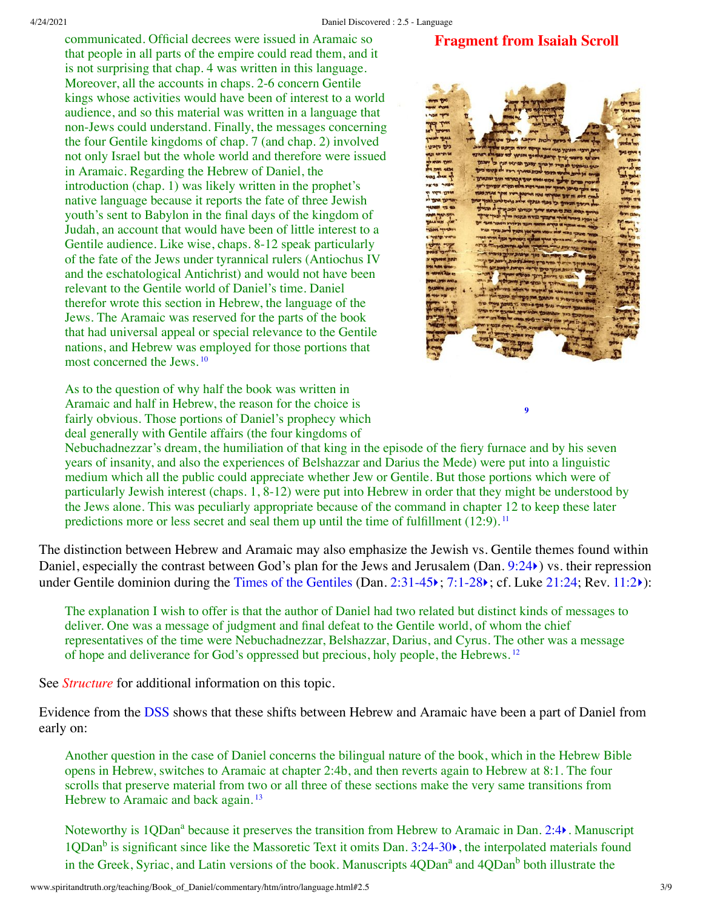communicated. Official decrees were issued in Aramaic so that people in all parts of the empire could read them, and it is not surprising that chap. 4 was written in this language. Moreover, all the accounts in chaps. 2-6 concern Gentile kings whose activities would have been of interest to a world audience, and so this material was written in a language that non-Jews could understand. Finally, the messages concerning the four Gentile kingdoms of chap. 7 (and chap. 2) involved not only Israel but the whole world and therefore were issued in Aramaic. Regarding the Hebrew of Daniel, the introduction (chap. 1) was likely written in the prophet's native language because it reports the fate of three Jewish youth's sent to Babylon in the final days of the kingdom of Judah, an account that would have been of little interest to a Gentile audience. Like wise, chaps. 8-12 speak particularly of the fate of the Jews under tyrannical rulers (Antiochus IV and the eschatological Antichrist) and would not have been relevant to the Gentile world of Daniel's time. Daniel therefor wrote this section in Hebrew, the language of the Jews. The Aramaic was reserved for the parts of the book that had universal appeal or special relevance to the Gentile nations, and Hebrew was employed for those portions that most concerned the Jews.[10]

**Fragment from Isaiah Scroll**

[9]

As to the question of why half the book was written in Aramaic and half in Hebrew, the reason for the choice is fairly obvious. Those portions of Daniel's prophecy which deal generally with Gentile affairs (the four kingdoms of Nebuchadnezzar's dream, the humiliation of that king in the episode of the fiery furnace and by his seven years of insanity, and also the experiences of Belshazzar and Darius the Mede) were put into a linguistic medium which all the public could appreciate whether Jew or Gentile. But those portions which were of particularly Jewish interest (chaps. 1, 8-12) were put into Hebrew in order that they might be understood by the Jews alone. This was peculiarly appropriate because of the command in chapter 12 to keep these later predictions more or less secret and seal them up until the time of fulfillment (12:9).[11]

The distinction between Hebrew and Aramaic may also emphasize the Jewish vs. Gentile themes found within Daniel, especially the contrast between God's plan for the Jews and Jerusalem (Dan. 9:24) vs. their repression under Gentile dominion during the Times of the Gentiles (Dan. 2:31-45; 7:1-28; cf. Luke 21:24; Rev. 11:2):

The explanation I wish to offer is that the author of Daniel had two related but distinct kinds of messages to deliver. One was a message of judgment and final defeat to the Gentile world, of whom the chief representatives of the time were Nebuchadnezzar, Belshazzar, Darius, and Cyrus. The other was a message of hope and deliverance for God's oppressed but precious, holy people, the Hebrews.[12]

See *Structure* for additional information on this topic.

Evidence from the DSS shows that these shifts between Hebrew and Aramaic have been a part of Daniel from early on:

Another question in the case of Daniel concerns the bilingual nature of the book, which in the Hebrew Bible opens in Hebrew, switches to Aramaic at chapter 2:4b, and then reverts again to Hebrew at 8:1. The four scrolls that preserve material from two or all three of these sections make the very same transitions from Hebrew to Aramaic and back again.[13]

Noteworthy is 1QDan[a] because it preserves the transition from Hebrew to Aramaic in Dan. 2:4. Manuscript 1QDan[b] is significant since like the Massoretic Text it omits Dan. 3:24-30, the interpolated materials found in the Greek, Syriac, and Latin versions of the book. Manuscripts 4QDan[a] and 4QDan[b] both illustrate the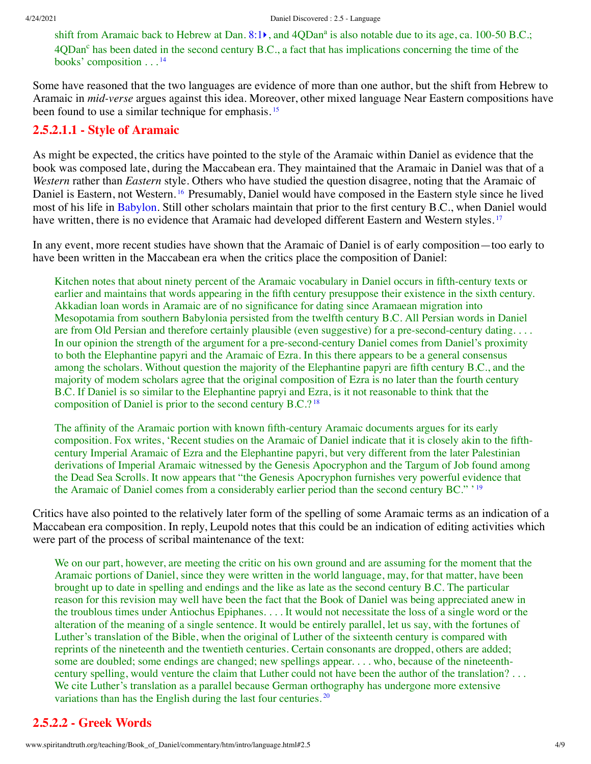shift from Aramaic back to Hebrew at Dan. 8:1, and 4QDan[a] is also notable due to its age, ca. 100-50 B.C.; 4QDan[c] has been dated in the second century B.C., a fact that has implications concerning the time of the books' composition . . .[14]

Some have reasoned that the two languages are evidence of more than one author, but the shift from Hebrew to Aramaic in *mid-verse* argues against this idea. Moreover, other mixed language Near Eastern compositions have been found to use a similar technique for emphasis.[15]

## 2.5.2.1.1 - Style of Aramaic

As might be expected, the critics have pointed to the style of the Aramaic within Daniel as evidence that the book was composed late, during the Maccabean era. They maintained that the Aramaic in Daniel was that of a *Western* rather than *Eastern* style. Others who have studied the question disagree, noting that the Aramaic of Daniel is Eastern, not Western.[16] Presumably, Daniel would have composed in the Eastern style since he lived most of his life in Babylon. Still other scholars maintain that prior to the first century B.C., when Daniel would have written, there is no evidence that Aramaic had developed different Eastern and Western styles.[17]

In any event, more recent studies have shown that the Aramaic of Daniel is of early composition—too early to have been written in the Maccabean era when the critics place the composition of Daniel:

> Kitchen notes that about ninety percent of the Aramaic vocabulary in Daniel occurs in fifth-century texts or earlier and maintains that words appearing in the fifth century presuppose their existence in the sixth century. Akkadian loan words in Aramaic are of no significance for dating since Aramaean migration into Mesopotamia from southern Babylonia persisted from the twelfth century B.C. All Persian words in Daniel are from Old Persian and therefore certainly plausible (even suggestive) for a pre-second-century dating. . . . In our opinion the strength of the argument for a pre-second-century Daniel comes from Daniel's proximity to both the Elephantine papyri and the Aramaic of Ezra. In this there appears to be a general consensus among the scholars. Without question the majority of the Elephantine papyri are fifth century B.C., and the majority of modem scholars agree that the original composition of Ezra is no later than the fourth century B.C. If Daniel is so similar to the Elephantine papryi and Ezra, is it not reasonable to think that the composition of Daniel is prior to the second century B.C.?[18]

> The affinity of the Aramaic portion with known fifth-century Aramaic documents argues for its early composition. Fox writes, 'Recent studies on the Aramaic of Daniel indicate that it is closely akin to the fifth-century Imperial Aramaic of Ezra and the Elephantine papyri, but very different from the later Palestinian derivations of Imperial Aramaic witnessed by the Genesis Apocryphon and the Targum of Job found among the Dead Sea Scrolls. It now appears that "the Genesis Apocryphon furnishes very powerful evidence that the Aramaic of Daniel comes from a considerably earlier period than the second century BC." '[19]

Critics have also pointed to the relatively later form of the spelling of some Aramaic terms as an indication of a Maccabean era composition. In reply, Leupold notes that this could be an indication of editing activities which were part of the process of scribal maintenance of the text:

> We on our part, however, are meeting the critic on his own ground and are assuming for the moment that the Aramaic portions of Daniel, since they were written in the world language, may, for that matter, have been brought up to date in spelling and endings and the like as late as the second century B.C. The particular reason for this revision may well have been the fact that the Book of Daniel was being appreciated anew in the troublous times under Antiochus Epiphanes. . . . It would not necessitate the loss of a single word or the alteration of the meaning of a single sentence. It would be entirely parallel, let us say, with the fortunes of Luther's translation of the Bible, when the original of Luther of the sixteenth century is compared with reprints of the nineteenth and the twentieth centuries. Certain consonants are dropped, others are added; some are doubled; some endings are changed; new spellings appear. . . . who, because of the nineteenth-century spelling, would venture the claim that Luther could not have been the author of the translation? . . . We cite Luther's translation as a parallel because German orthography has undergone more extensive variations than has the English during the last four centuries.[20]

## 2.5.2.2 - Greek Words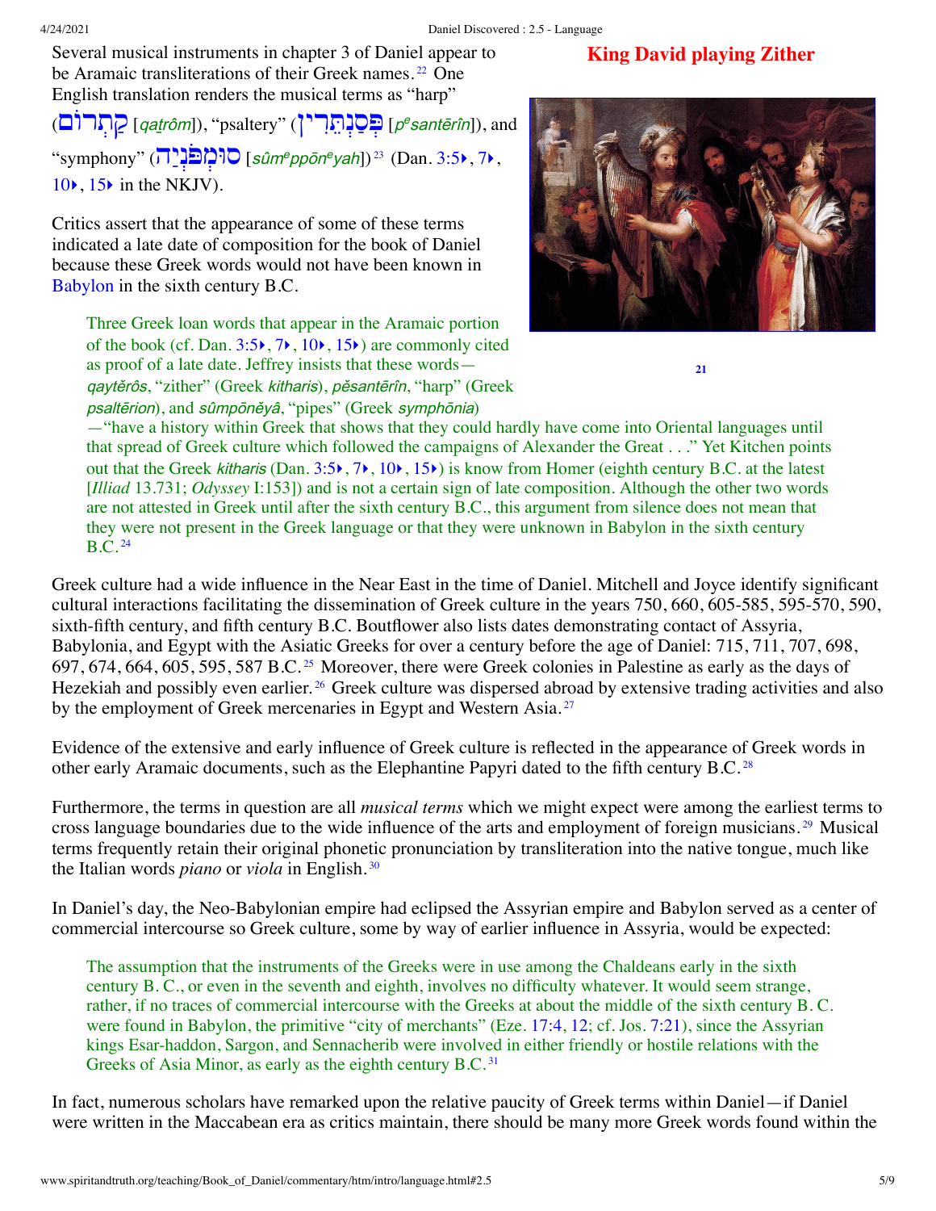Several musical instruments in chapter 3 of Daniel appear to be Aramaic transliterations of their Greek names.[22] One English translation renders the musical terms as "harp" (קַתְרוֹם [*qaṯrôm*]), "psaltery" (פְּסַנְתֵּרִין [*pᵉsantērîn*]), and "symphony" (סוּמְפֹּנְיָה [*sûmᵉppōnᵉyah*])[23] (Dan. 3:5, 7, 10, 15 in the NKJV).

**King David playing Zither**

21

Critics assert that the appearance of some of these terms indicated a late date of composition for the book of Daniel because these Greek words would not have been known in Babylon in the sixth century B.C.

> Three Greek loan words that appear in the Aramaic portion of the book (cf. Dan. 3:5, 7, 10, 15) are commonly cited as proof of a late date. Jeffrey insists that these words—*qaytĕrôs*, "zither" (Greek *kitharis*), *pĕsantērîn*, "harp" (Greek *psaltērion*), and *sûmpōnĕyâ*, "pipes" (Greek *symphōnia*)—"have a history within Greek that shows that they could hardly have come into Oriental languages until that spread of Greek culture which followed the campaigns of Alexander the Great . . ." Yet Kitchen points out that the Greek *kitharis* (Dan. 3:5, 7, 10, 15) is know from Homer (eighth century B.C. at the latest [*Illiad* 13.731; *Odyssey* I:153]) and is not a certain sign of late composition. Although the other two words are not attested in Greek until after the sixth century B.C., this argument from silence does not mean that they were not present in the Greek language or that they were unknown in Babylon in the sixth century B.C.[24]

Greek culture had a wide influence in the Near East in the time of Daniel. Mitchell and Joyce identify significant cultural interactions facilitating the dissemination of Greek culture in the years 750, 660, 605-585, 595-570, 590, sixth-fifth century, and fifth century B.C. Boutflower also lists dates demonstrating contact of Assyria, Babylonia, and Egypt with the Asiatic Greeks for over a century before the age of Daniel: 715, 711, 707, 698, 697, 674, 664, 605, 595, 587 B.C.[25] Moreover, there were Greek colonies in Palestine as early as the days of Hezekiah and possibly even earlier.[26] Greek culture was dispersed abroad by extensive trading activities and also by the employment of Greek mercenaries in Egypt and Western Asia.[27]

Evidence of the extensive and early influence of Greek culture is reflected in the appearance of Greek words in other early Aramaic documents, such as the Elephantine Papyri dated to the fifth century B.C.[28]

Furthermore, the terms in question are all *musical terms* which we might expect were among the earliest terms to cross language boundaries due to the wide influence of the arts and employment of foreign musicians.[29] Musical terms frequently retain their original phonetic pronunciation by transliteration into the native tongue, much like the Italian words *piano* or *viola* in English.[30]

In Daniel's day, the Neo-Babylonian empire had eclipsed the Assyrian empire and Babylon served as a center of commercial intercourse so Greek culture, some by way of earlier influence in Assyria, would be expected:

> The assumption that the instruments of the Greeks were in use among the Chaldeans early in the sixth century B. C., or even in the seventh and eighth, involves no difficulty whatever. It would seem strange, rather, if no traces of commercial intercourse with the Greeks at about the middle of the sixth century B. C. were found in Babylon, the primitive "city of merchants" (Eze. 17:4, 12; cf. Jos. 7:21), since the Assyrian kings Esar-haddon, Sargon, and Sennacherib were involved in either friendly or hostile relations with the Greeks of Asia Minor, as early as the eighth century B.C.[31]

In fact, numerous scholars have remarked upon the relative paucity of Greek terms within Daniel—if Daniel were written in the Maccabean era as critics maintain, there should be many more Greek words found within the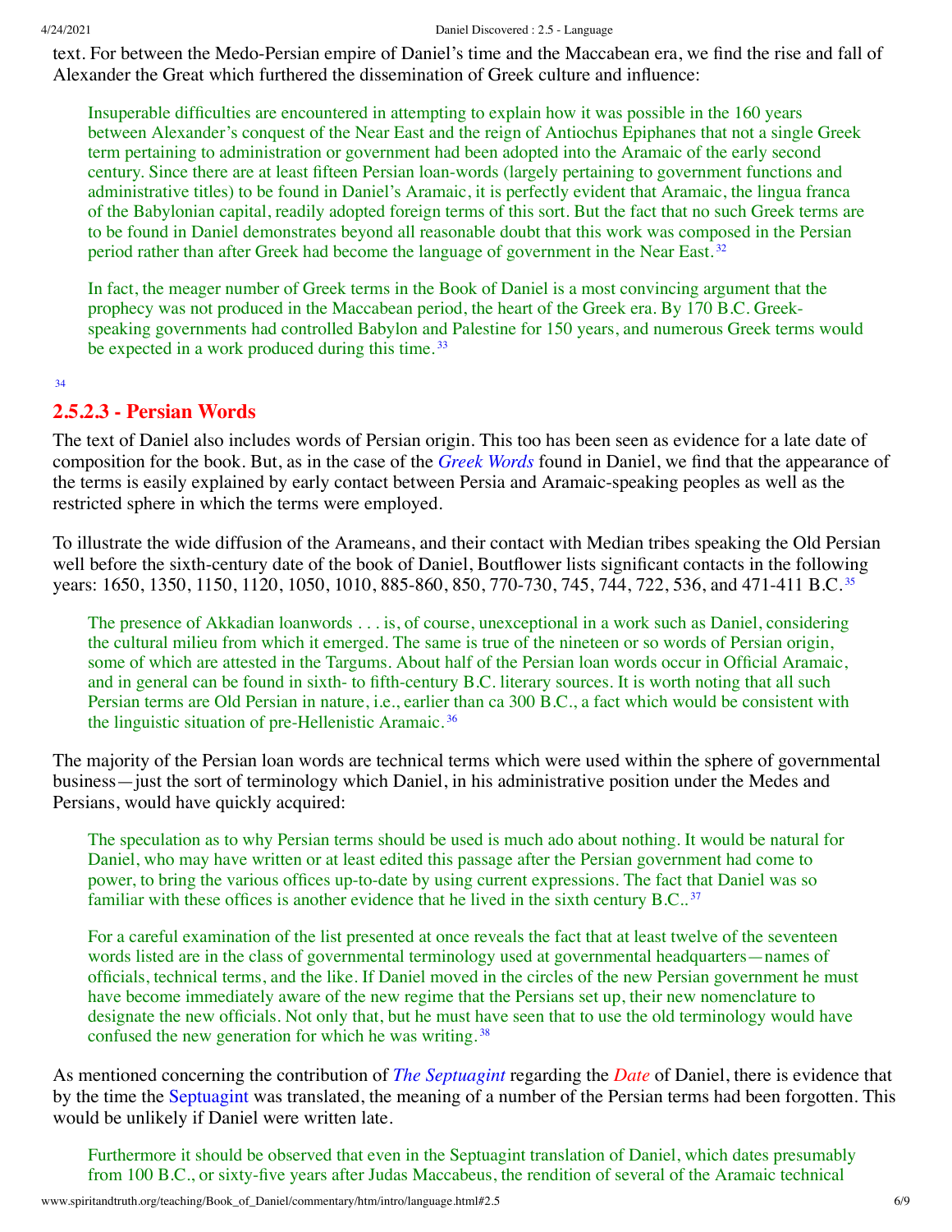text. For between the Medo-Persian empire of Daniel's time and the Maccabean era, we find the rise and fall of Alexander the Great which furthered the dissemination of Greek culture and influence:

> Insuperable difficulties are encountered in attempting to explain how it was possible in the 160 years between Alexander's conquest of the Near East and the reign of Antiochus Epiphanes that not a single Greek term pertaining to administration or government had been adopted into the Aramaic of the early second century. Since there are at least fifteen Persian loan-words (largely pertaining to government functions and administrative titles) to be found in Daniel's Aramaic, it is perfectly evident that Aramaic, the lingua franca of the Babylonian capital, readily adopted foreign terms of this sort. But the fact that no such Greek terms are to be found in Daniel demonstrates beyond all reasonable doubt that this work was composed in the Persian period rather than after Greek had become the language of government in the Near East.[32]

> In fact, the meager number of Greek terms in the Book of Daniel is a most convincing argument that the prophecy was not produced in the Maccabean period, the heart of the Greek era. By 170 B.C. Greek-speaking governments had controlled Babylon and Palestine for 150 years, and numerous Greek terms would be expected in a work produced during this time.[33]

[34]

### 2.5.2.3 - Persian Words

The text of Daniel also includes words of Persian origin. This too has been seen as evidence for a late date of composition for the book. But, as in the case of the *Greek Words* found in Daniel, we find that the appearance of the terms is easily explained by early contact between Persia and Aramaic-speaking peoples as well as the restricted sphere in which the terms were employed.

To illustrate the wide diffusion of the Arameans, and their contact with Median tribes speaking the Old Persian well before the sixth-century date of the book of Daniel, Boutflower lists significant contacts in the following years: 1650, 1350, 1150, 1120, 1050, 1010, 885-860, 850, 770-730, 745, 744, 722, 536, and 471-411 B.C.[35]

> The presence of Akkadian loanwords . . . is, of course, unexceptional in a work such as Daniel, considering the cultural milieu from which it emerged. The same is true of the nineteen or so words of Persian origin, some of which are attested in the Targums. About half of the Persian loan words occur in Official Aramaic, and in general can be found in sixth- to fifth-century B.C. literary sources. It is worth noting that all such Persian terms are Old Persian in nature, i.e., earlier than ca 300 B.C., a fact which would be consistent with the linguistic situation of pre-Hellenistic Aramaic.[36]

The majority of the Persian loan words are technical terms which were used within the sphere of governmental business—just the sort of terminology which Daniel, in his administrative position under the Medes and Persians, would have quickly acquired:

> The speculation as to why Persian terms should be used is much ado about nothing. It would be natural for Daniel, who may have written or at least edited this passage after the Persian government had come to power, to bring the various offices up-to-date by using current expressions. The fact that Daniel was so familiar with these offices is another evidence that he lived in the sixth century B.C..[37]

> For a careful examination of the list presented at once reveals the fact that at least twelve of the seventeen words listed are in the class of governmental terminology used at governmental headquarters—names of officials, technical terms, and the like. If Daniel moved in the circles of the new Persian government he must have become immediately aware of the new regime that the Persians set up, their new nomenclature to designate the new officials. Not only that, but he must have seen that to use the old terminology would have confused the new generation for which he was writing.[38]

As mentioned concerning the contribution of *The Septuagint* regarding the *Date* of Daniel, there is evidence that by the time the Septuagint was translated, the meaning of a number of the Persian terms had been forgotten. This would be unlikely if Daniel were written late.

> Furthermore it should be observed that even in the Septuagint translation of Daniel, which dates presumably from 100 B.C., or sixty-five years after Judas Maccabeus, the rendition of several of the Aramaic technical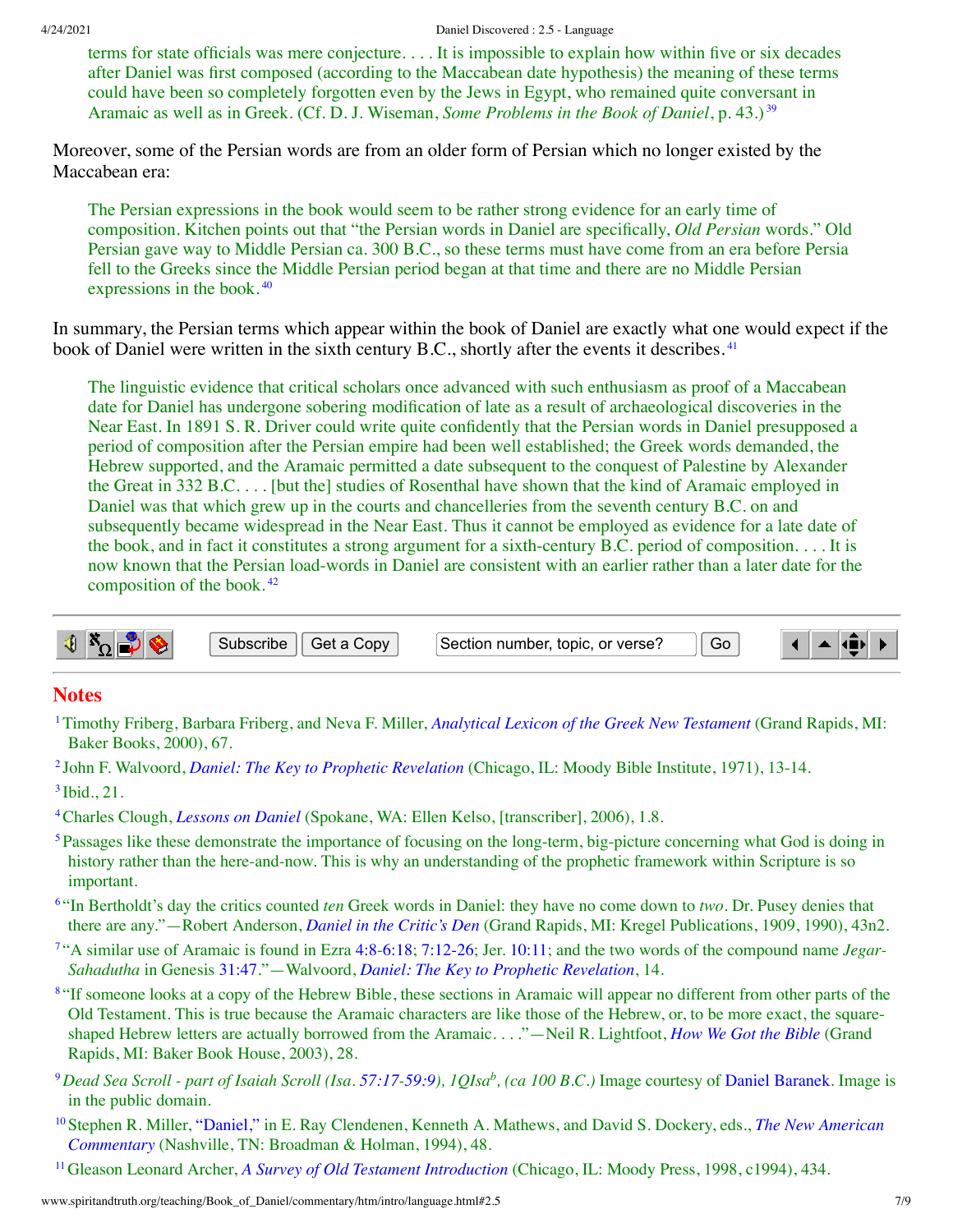> terms for state officials was mere conjecture. . . . It is impossible to explain how within five or six decades after Daniel was first composed (according to the Maccabean date hypothesis) the meaning of these terms could have been so completely forgotten even by the Jews in Egypt, who remained quite conversant in Aramaic as well as in Greek. (Cf. D. J. Wiseman, *Some Problems in the Book of Daniel*, p. 43.)[39]

Moreover, some of the Persian words are from an older form of Persian which no longer existed by the Maccabean era:

> The Persian expressions in the book would seem to be rather strong evidence for an early time of composition. Kitchen points out that "the Persian words in Daniel are specifically, *Old Persian* words." Old Persian gave way to Middle Persian ca. 300 B.C., so these terms must have come from an era before Persia fell to the Greeks since the Middle Persian period began at that time and there are no Middle Persian expressions in the book.[40]

In summary, the Persian terms which appear within the book of Daniel are exactly what one would expect if the book of Daniel were written in the sixth century B.C., shortly after the events it describes.[41]

> The linguistic evidence that critical scholars once advanced with such enthusiasm as proof of a Maccabean date for Daniel has undergone sobering modification of late as a result of archaeological discoveries in the Near East. In 1891 S. R. Driver could write quite confidently that the Persian words in Daniel presupposed a period of composition after the Persian empire had been well established; the Greek words demanded, the Hebrew supported, and the Aramaic permitted a date subsequent to the conquest of Palestine by Alexander the Great in 332 B.C. . . . [but the] studies of Rosenthal have shown that the kind of Aramaic employed in Daniel was that which grew up in the courts and chancelleries from the seventh century B.C. on and subsequently became widespread in the Near East. Thus it cannot be employed as evidence for a late date of the book, and in fact it constitutes a strong argument for a sixth-century B.C. period of composition. . . . It is now known that the Persian load-words in Daniel are consistent with an earlier rather than a later date for the composition of the book.[42]

## Notes

[1] Timothy Friberg, Barbara Friberg, and Neva F. Miller, *Analytical Lexicon of the Greek New Testament* (Grand Rapids, MI: Baker Books, 2000), 67.

[2] John F. Walvoord, *Daniel: The Key to Prophetic Revelation* (Chicago, IL: Moody Bible Institute, 1971), 13-14.

[3] Ibid., 21.

[4] Charles Clough, *Lessons on Daniel* (Spokane, WA: Ellen Kelso, [transcriber], 2006), 1.8.

[5] Passages like these demonstrate the importance of focusing on the long-term, big-picture concerning what God is doing in history rather than the here-and-now. This is why an understanding of the prophetic framework within Scripture is so important.

[6] "In Bertholdt's day the critics counted *ten* Greek words in Daniel: they have now come down to *two*. Dr. Pusey denies that there are any."—Robert Anderson, *Daniel in the Critic's Den* (Grand Rapids, MI: Kregel Publications, 1909, 1990), 43n2.

[7] "A similar use of Aramaic is found in Ezra 4:8-6:18; 7:12-26; Jer. 10:11; and the two words of the compound name *Jegar-Sahadutha* in Genesis 31:47."—Walvoord, *Daniel: The Key to Prophetic Revelation*, 14.

[8] "If someone looks at a copy of the Hebrew Bible, these sections in Aramaic will appear no different from other parts of the Old Testament. This is true because the Aramaic characters are like those of the Hebrew, or, to be more exact, the square-shaped Hebrew letters are actually borrowed from the Aramaic. . . ."—Neil R. Lightfoot, *How We Got the Bible* (Grand Rapids, MI: Baker Book House, 2003), 28.

[9] *Dead Sea Scroll - part of Isaiah Scroll (Isa. 57:17-59:9), 1QIsa^b, (ca 100 B.C.)* Image courtesy of Daniel Baranek. Image is in the public domain.

[10] Stephen R. Miller, "Daniel," in E. Ray Clendenen, Kenneth A. Mathews, and David S. Dockery, eds., *The New American Commentary* (Nashville, TN: Broadman & Holman, 1994), 48.

[11] Gleason Leonard Archer, *A Survey of Old Testament Introduction* (Chicago, IL: Moody Press, 1998, c1994), 434.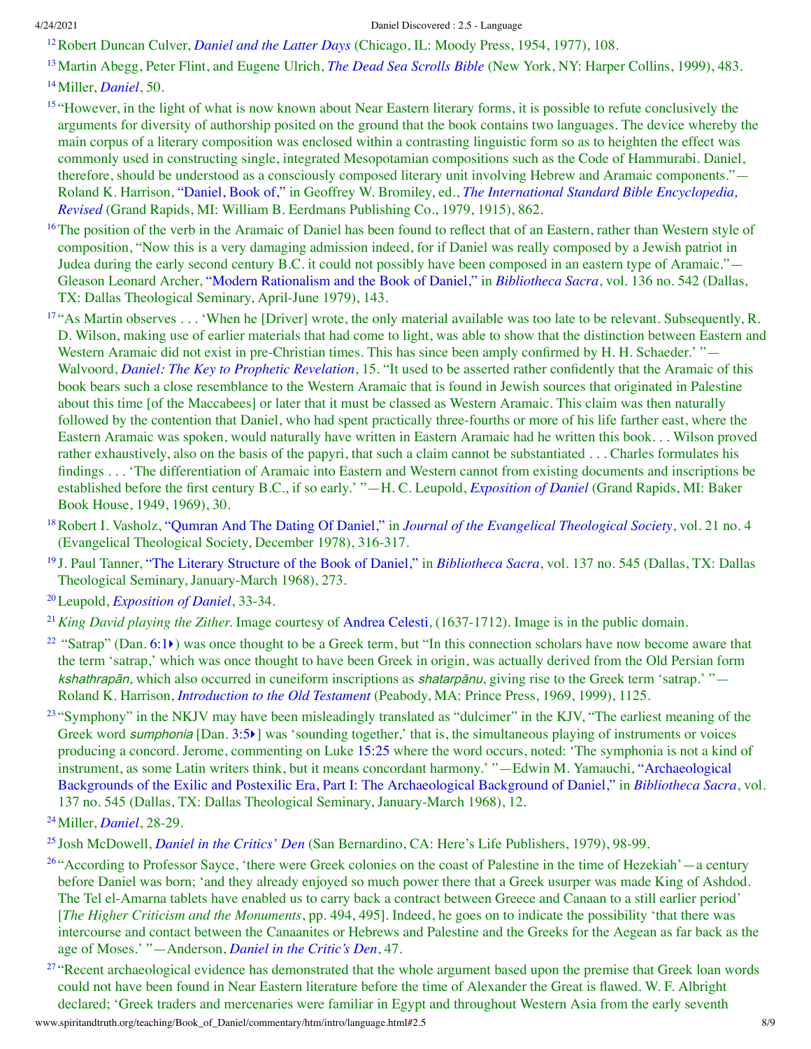[12] Robert Duncan Culver, *Daniel and the Latter Days* (Chicago, IL: Moody Press, 1954, 1977), 108.

[13] Martin Abegg, Peter Flint, and Eugene Ulrich, *The Dead Sea Scrolls Bible* (New York, NY: Harper Collins, 1999), 483.

[14] Miller, *Daniel*, 50.

[15] "However, in the light of what is now known about Near Eastern literary forms, it is possible to refute conclusively the arguments for diversity of authorship posited on the ground that the book contains two languages. The device whereby the main corpus of a literary composition was enclosed within a contrasting linguistic form so as to heighten the effect was commonly used in constructing single, integrated Mesopotamian compositions such as the Code of Hammurabi. Daniel, therefore, should be understood as a consciously composed literary unit involving Hebrew and Aramaic components."—Roland K. Harrison, "Daniel, Book of," in Geoffrey W. Bromiley, ed., *The International Standard Bible Encyclopedia, Revised* (Grand Rapids, MI: William B. Eerdmans Publishing Co., 1979, 1915), 862.

[16] The position of the verb in the Aramaic of Daniel has been found to reflect that of an Eastern, rather than Western style of composition, "Now this is a very damaging admission indeed, for if Daniel was really composed by a Jewish patriot in Judea during the early second century B.C. it could not possibly have been composed in an eastern type of Aramaic."—Gleason Leonard Archer, "Modern Rationalism and the Book of Daniel," in *Bibliotheca Sacra*, vol. 136 no. 542 (Dallas, TX: Dallas Theological Seminary, April-June 1979), 143.

[17] "As Martin observes . . . 'When he [Driver] wrote, the only material available was too late to be relevant. Subsequently, R. D. Wilson, making use of earlier materials that had come to light, was able to show that the distinction between Eastern and Western Aramaic did not exist in pre-Christian times. This has since been amply confirmed by H. H. Schaeder.' "—Walvoord, *Daniel: The Key to Prophetic Revelation*, 15. "It used to be asserted rather confidently that the Aramaic of this book bears such a close resemblance to the Western Aramaic that is found in Jewish sources that originated in Palestine about this time [of the Maccabees] or later that it must be classed as Western Aramaic. This claim was then naturally followed by the contention that Daniel, who had spent practically three-fourths or more of his life farther east, where the Eastern Aramaic was spoken, would naturally have written in Eastern Aramaic had he written this book. . . Wilson proved rather exhaustively, also on the basis of the papyri, that such a claim cannot be substantiated . . . Charles formulates his findings . . . 'The differentiation of Aramaic into Eastern and Western cannot from existing documents and inscriptions be established before the first century B.C., if so early.' "—H. C. Leupold, *Exposition of Daniel* (Grand Rapids, MI: Baker Book House, 1949, 1969), 30.

[18] Robert I. Vasholz, "Qumran And The Dating Of Daniel," in *Journal of the Evangelical Theological Society*, vol. 21 no. 4 (Evangelical Theological Society, December 1978), 316-317.

[19] J. Paul Tanner, "The Literary Structure of the Book of Daniel," in *Bibliotheca Sacra*, vol. 137 no. 545 (Dallas, TX: Dallas Theological Seminary, January-March 1968), 273.

[20] Leupold, *Exposition of Daniel*, 33-34.

[21] *King David playing the Zither.* Image courtesy of Andrea Celesti, (1637-1712). Image is in the public domain.

[22] "Satrap" (Dan. 6:1) was once thought to be a Greek term, but "In this connection scholars have now become aware that the term 'satrap,' which was once thought to have been Greek in origin, was actually derived from the Old Persian form *kshathrapān*, which also occurred in cuneiform inscriptions as *shatarpānu*, giving rise to the Greek term 'satrap.' "—Roland K. Harrison, *Introduction to the Old Testament* (Peabody, MA: Prince Press, 1969, 1999), 1125.

[23] "Symphony" in the NKJV may have been misleadingly translated as "dulcimer" in the KJV, "The earliest meaning of the Greek word *sumphonia* [Dan. 3:5] was 'sounding together,' that is, the simultaneous playing of instruments or voices producing a concord. Jerome, commenting on Luke 15:25 where the word occurs, noted: 'The symphonia is not a kind of instrument, as some Latin writers think, but it means concordant harmony.' "—Edwin M. Yamauchi, "Archaeological Backgrounds of the Exilic and Postexilic Era, Part I: The Archaeological Background of Daniel," in *Bibliotheca Sacra*, vol. 137 no. 545 (Dallas, TX: Dallas Theological Seminary, January-March 1968), 12.

[24] Miller, *Daniel*, 28-29.

[25] Josh McDowell, *Daniel in the Critics' Den* (San Bernardino, CA: Here's Life Publishers, 1979), 98-99.

[26] "According to Professor Sayce, 'there were Greek colonies on the coast of Palestine in the time of Hezekiah'—a century before Daniel was born; 'and they already enjoyed so much power there that a Greek usurper was made King of Ashdod. The Tel el-Amarna tablets have enabled us to carry back a contract between Greece and Canaan to a still earlier period' [*The Higher Criticism and the Monuments*, pp. 494, 495]. Indeed, he goes on to indicate the possibility 'that there was intercourse and contact between the Canaanites or Hebrews and Palestine and the Greeks for the Aegean as far back as the age of Moses.' "—Anderson, *Daniel in the Critic's Den*, 47.

[27] "Recent archaeological evidence has demonstrated that the whole argument based upon the premise that Greek loan words could not have been found in Near Eastern literature before the time of Alexander the Great is flawed. W. F. Albright declared; 'Greek traders and mercenaries were familiar in Egypt and throughout Western Asia from the early seventh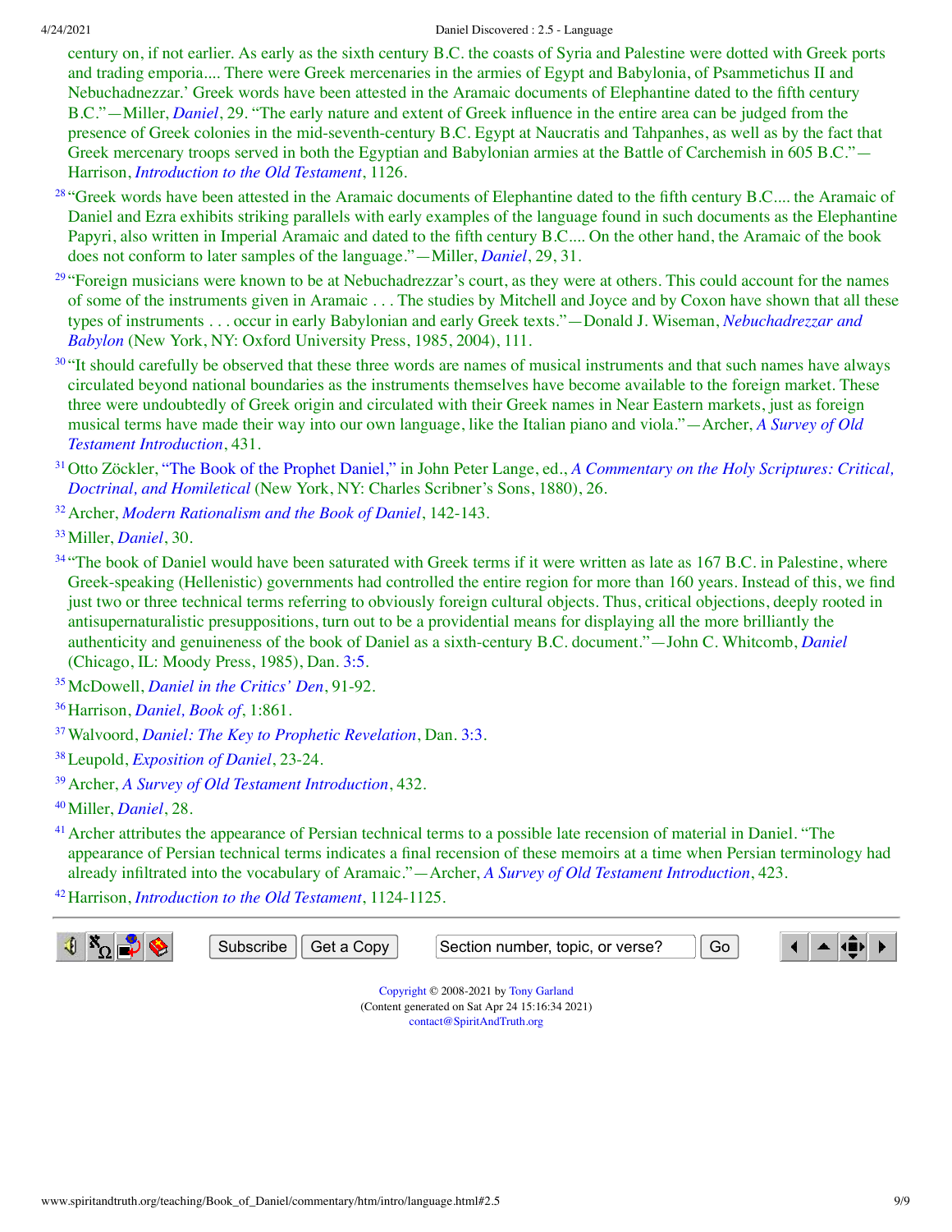century on, if not earlier. As early as the sixth century B.C. the coasts of Syria and Palestine were dotted with Greek ports and trading emporia.... There were Greek mercenaries in the armies of Egypt and Babylonia, of Psammetichus II and Nebuchadnezzar.' Greek words have been attested in the Aramaic documents of Elephantine dated to the fifth century B.C."—Miller, *Daniel*, 29. "The early nature and extent of Greek influence in the entire area can be judged from the presence of Greek colonies in the mid-seventh-century B.C. Egypt at Naucratis and Tahpanhes, as well as by the fact that Greek mercenary troops served in both the Egyptian and Babylonian armies at the Battle of Carchemish in 605 B.C."—Harrison, *Introduction to the Old Testament*, 1126.

[28] "Greek words have been attested in the Aramaic documents of Elephantine dated to the fifth century B.C.... the Aramaic of Daniel and Ezra exhibits striking parallels with early examples of the language found in such documents as the Elephantine Papyri, also written in Imperial Aramaic and dated to the fifth century B.C.... On the other hand, the Aramaic of the book does not conform to later samples of the language."—Miller, *Daniel*, 29, 31.

[29] "Foreign musicians were known to be at Nebuchadrezzar's court, as they were at others. This could account for the names of some of the instruments given in Aramaic . . . The studies by Mitchell and Joyce and by Coxon have shown that all these types of instruments . . . occur in early Babylonian and early Greek texts."—Donald J. Wiseman, *Nebuchadrezzar and Babylon* (New York, NY: Oxford University Press, 1985, 2004), 111.

[30] "It should carefully be observed that these three words are names of musical instruments and that such names have always circulated beyond national boundaries as the instruments themselves have become available to the foreign market. These three were undoubtedly of Greek origin and circulated with their Greek names in Near Eastern markets, just as foreign musical terms have made their way into our own language, like the Italian piano and viola."—Archer, *A Survey of Old Testament Introduction*, 431.

[31] Otto Zöckler, "The Book of the Prophet Daniel," in John Peter Lange, ed., *A Commentary on the Holy Scriptures: Critical, Doctrinal, and Homiletical* (New York, NY: Charles Scribner's Sons, 1880), 26.

[32] Archer, *Modern Rationalism and the Book of Daniel*, 142-143.

[33] Miller, *Daniel*, 30.

[34] "The book of Daniel would have been saturated with Greek terms if it were written as late as 167 B.C. in Palestine, where Greek-speaking (Hellenistic) governments had controlled the entire region for more than 160 years. Instead of this, we find just two or three technical terms referring to obviously foreign cultural objects. Thus, critical objections, deeply rooted in antisupernaturalistic presuppositions, turn out to be a providential means for displaying all the more brilliantly the authenticity and genuineness of the book of Daniel as a sixth-century B.C. document."—John C. Whitcomb, *Daniel* (Chicago, IL: Moody Press, 1985), Dan. 3:5.

[35] McDowell, *Daniel in the Critics' Den*, 91-92.

[36] Harrison, *Daniel, Book of*, 1:861.

[37] Walvoord, *Daniel: The Key to Prophetic Revelation*, Dan. 3:3.

[38] Leupold, *Exposition of Daniel*, 23-24.

[39] Archer, *A Survey of Old Testament Introduction*, 432.

[40] Miller, *Daniel*, 28.

[41] Archer attributes the appearance of Persian technical terms to a possible late recension of material in Daniel. "The appearance of Persian technical terms indicates a final recension of these memoirs at a time when Persian terminology had already infiltrated into the vocabulary of Aramaic."—Archer, *A Survey of Old Testament Introduction*, 423.

[42] Harrison, *Introduction to the Old Testament*, 1124-1125.

Copyright © 2008-2021 by Tony Garland
(Content generated on Sat Apr 24 15:16:34 2021)
contact@SpiritAndTruth.org